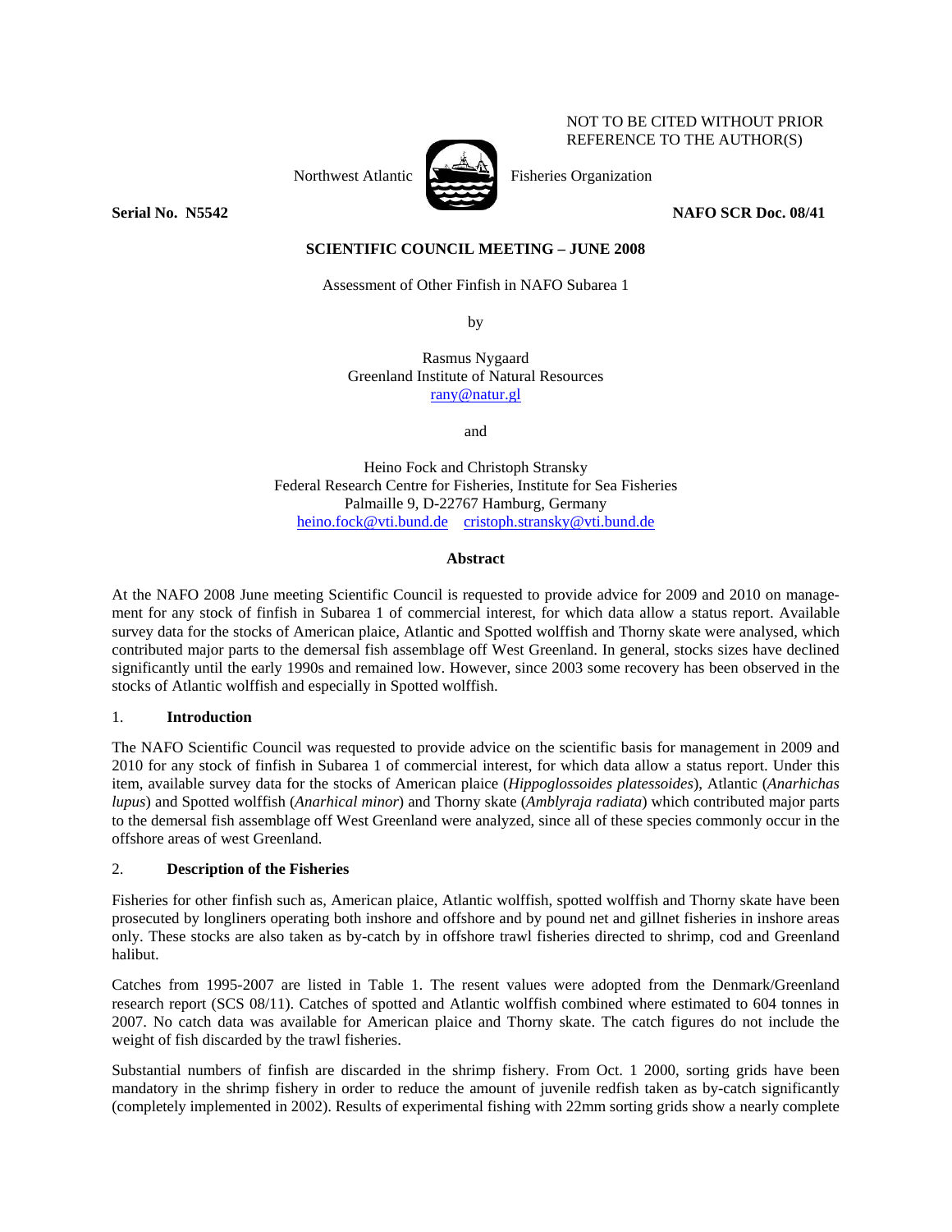NOT TO BE CITED WITHOUT PRIOR REFERENCE TO THE AUTHOR(S)

Northwest Atlantic Fisheries Organization

**Serial No. N5542** **NAFO SCR Doc. 08/41**

**SCIENTIFIC COUNCIL MEETING – JUNE 2008**

Assessment of Other Finfish in NAFO Subarea 1

by

Rasmus Nygaard
Greenland Institute of Natural Resources
rany@natur.gl

and

Heino Fock and Christoph Stransky
Federal Research Centre for Fisheries, Institute for Sea Fisheries
Palmaille 9, D-22767 Hamburg, Germany
heino.fock@vti.bund.de cristoph.stransky@vti.bund.de

**Abstract**

At the NAFO 2008 June meeting Scientific Council is requested to provide advice for 2009 and 2010 on management for any stock of finfish in Subarea 1 of commercial interest, for which data allow a status report. Available survey data for the stocks of American plaice, Atlantic and Spotted wolffish and Thorny skate were analysed, which contributed major parts to the demersal fish assemblage off West Greenland. In general, stocks sizes have declined significantly until the early 1990s and remained low. However, since 2003 some recovery has been observed in the stocks of Atlantic wolffish and especially in Spotted wolffish.

## 1. **Introduction**

The NAFO Scientific Council was requested to provide advice on the scientific basis for management in 2009 and 2010 for any stock of finfish in Subarea 1 of commercial interest, for which data allow a status report. Under this item, available survey data for the stocks of American plaice (*Hippoglossoides platessoides*), Atlantic (*Anarhichas lupus*) and Spotted wolffish (*Anarhical minor*) and Thorny skate (*Amblyraja radiata*) which contributed major parts to the demersal fish assemblage off West Greenland were analyzed, since all of these species commonly occur in the offshore areas of west Greenland.

## 2. **Description of the Fisheries**

Fisheries for other finfish such as, American plaice, Atlantic wolffish, spotted wolffish and Thorny skate have been prosecuted by longliners operating both inshore and offshore and by pound net and gillnet fisheries in inshore areas only. These stocks are also taken as by-catch by in offshore trawl fisheries directed to shrimp, cod and Greenland halibut.

Catches from 1995-2007 are listed in Table 1. The resent values were adopted from the Denmark/Greenland research report (SCS 08/11). Catches of spotted and Atlantic wolffish combined where estimated to 604 tonnes in 2007. No catch data was available for American plaice and Thorny skate. The catch figures do not include the weight of fish discarded by the trawl fisheries.

Substantial numbers of finfish are discarded in the shrimp fishery. From Oct. 1 2000, sorting grids have been mandatory in the shrimp fishery in order to reduce the amount of juvenile redfish taken as by-catch significantly (completely implemented in 2002). Results of experimental fishing with 22mm sorting grids show a nearly complete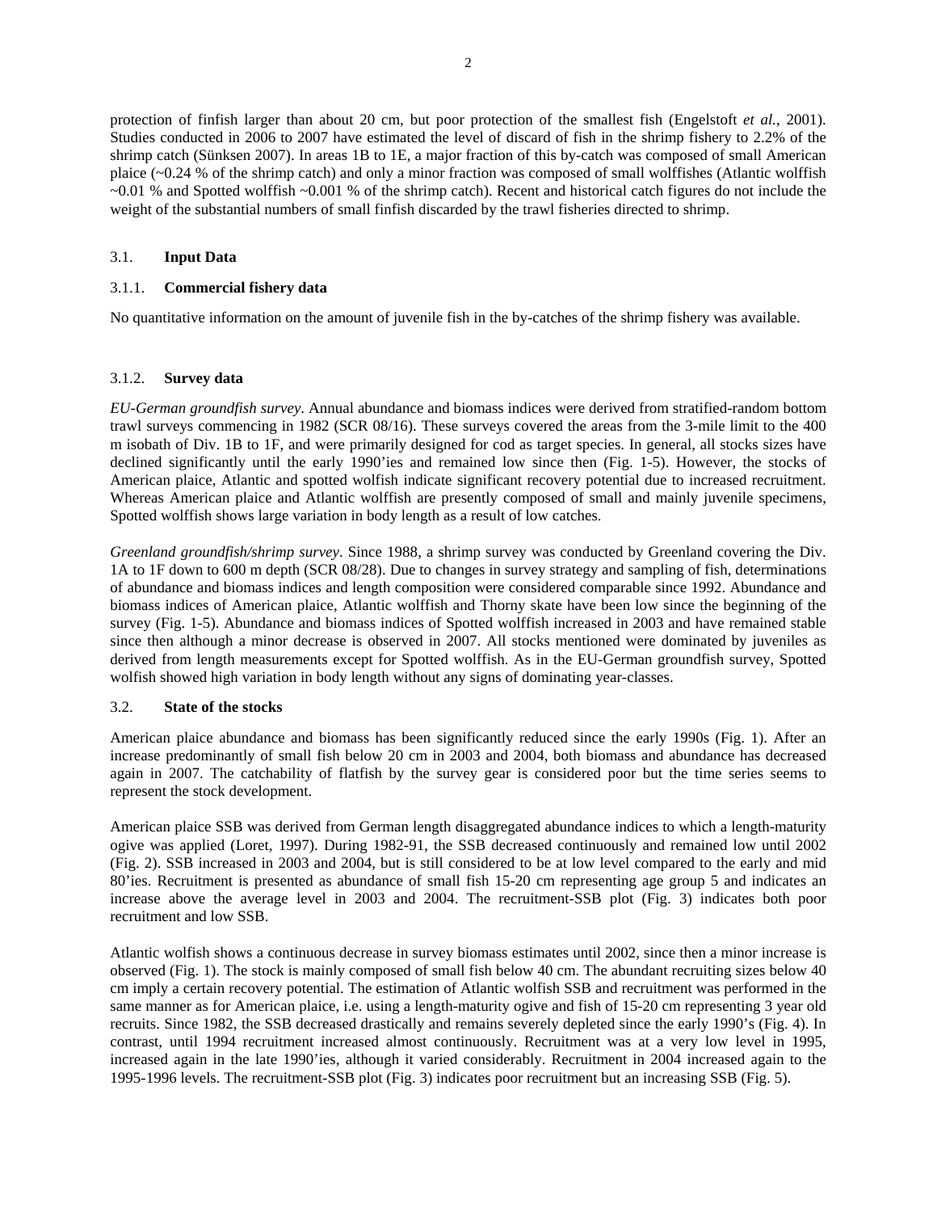protection of finfish larger than about 20 cm, but poor protection of the smallest fish (Engelstoft *et al.*, 2001). Studies conducted in 2006 to 2007 have estimated the level of discard of fish in the shrimp fishery to 2.2% of the shrimp catch (Sünksen 2007). In areas 1B to 1E, a major fraction of this by-catch was composed of small American plaice (~0.24 % of the shrimp catch) and only a minor fraction was composed of small wolffishes (Atlantic wolffish ~0.01 % and Spotted wolffish ~0.001 % of the shrimp catch). Recent and historical catch figures do not include the weight of the substantial numbers of small finfish discarded by the trawl fisheries directed to shrimp.

## 3.1. **Input Data**

### 3.1.1. **Commercial fishery data**

No quantitative information on the amount of juvenile fish in the by-catches of the shrimp fishery was available.

### 3.1.2. **Survey data**

*EU-German groundfish survey*. Annual abundance and biomass indices were derived from stratified-random bottom trawl surveys commencing in 1982 (SCR 08/16). These surveys covered the areas from the 3-mile limit to the 400 m isobath of Div. 1B to 1F, and were primarily designed for cod as target species. In general, all stocks sizes have declined significantly until the early 1990'ies and remained low since then (Fig. 1-5). However, the stocks of American plaice, Atlantic and spotted wolfish indicate significant recovery potential due to increased recruitment. Whereas American plaice and Atlantic wolffish are presently composed of small and mainly juvenile specimens, Spotted wolffish shows large variation in body length as a result of low catches.

*Greenland groundfish/shrimp survey*. Since 1988, a shrimp survey was conducted by Greenland covering the Div. 1A to 1F down to 600 m depth (SCR 08/28). Due to changes in survey strategy and sampling of fish, determinations of abundance and biomass indices and length composition were considered comparable since 1992. Abundance and biomass indices of American plaice, Atlantic wolffish and Thorny skate have been low since the beginning of the survey (Fig. 1-5). Abundance and biomass indices of Spotted wolffish increased in 2003 and have remained stable since then although a minor decrease is observed in 2007. All stocks mentioned were dominated by juveniles as derived from length measurements except for Spotted wolffish. As in the EU-German groundfish survey, Spotted wolfish showed high variation in body length without any signs of dominating year-classes.

## 3.2. **State of the stocks**

American plaice abundance and biomass has been significantly reduced since the early 1990s (Fig. 1). After an increase predominantly of small fish below 20 cm in 2003 and 2004, both biomass and abundance has decreased again in 2007. The catchability of flatfish by the survey gear is considered poor but the time series seems to represent the stock development.

American plaice SSB was derived from German length disaggregated abundance indices to which a length-maturity ogive was applied (Loret, 1997). During 1982-91, the SSB decreased continuously and remained low until 2002 (Fig. 2). SSB increased in 2003 and 2004, but is still considered to be at low level compared to the early and mid 80'ies. Recruitment is presented as abundance of small fish 15-20 cm representing age group 5 and indicates an increase above the average level in 2003 and 2004. The recruitment-SSB plot (Fig. 3) indicates both poor recruitment and low SSB.

Atlantic wolfish shows a continuous decrease in survey biomass estimates until 2002, since then a minor increase is observed (Fig. 1). The stock is mainly composed of small fish below 40 cm. The abundant recruiting sizes below 40 cm imply a certain recovery potential. The estimation of Atlantic wolffish SSB and recruitment was performed in the same manner as for American plaice, i.e. using a length-maturity ogive and fish of 15-20 cm representing 3 year old recruits. Since 1982, the SSB decreased drastically and remains severely depleted since the early 1990's (Fig. 4). In contrast, until 1994 recruitment increased almost continuously. Recruitment was at a very low level in 1995, increased again in the late 1990'ies, although it varied considerably. Recruitment in 2004 increased again to the 1995-1996 levels. The recruitment-SSB plot (Fig. 3) indicates poor recruitment but an increasing SSB (Fig. 5).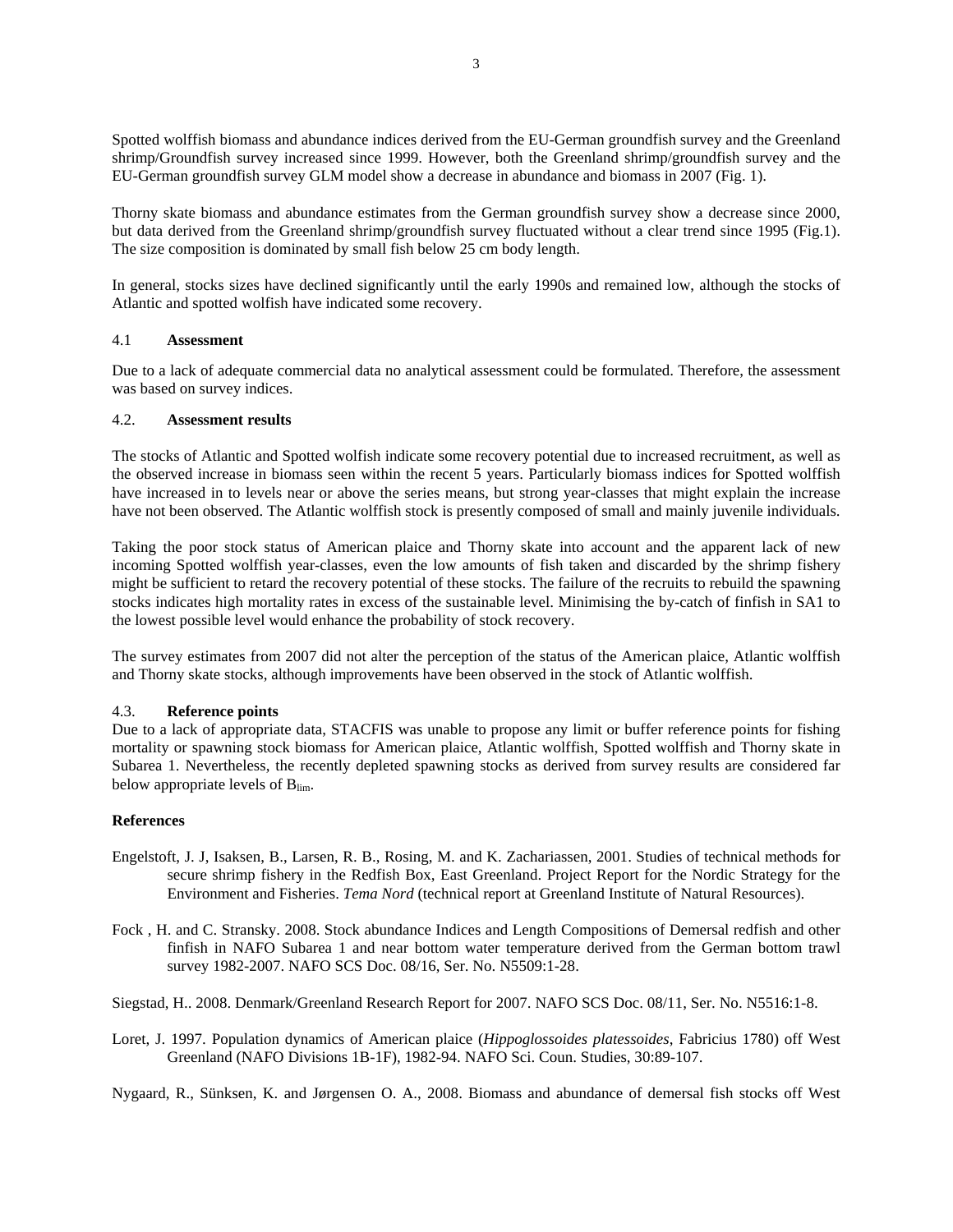Spotted wolffish biomass and abundance indices derived from the EU-German groundfish survey and the Greenland shrimp/Groundfish survey increased since 1999. However, both the Greenland shrimp/groundfish survey and the EU-German groundfish survey GLM model show a decrease in abundance and biomass in 2007 (Fig. 1).

Thorny skate biomass and abundance estimates from the German groundfish survey show a decrease since 2000, but data derived from the Greenland shrimp/groundfish survey fluctuated without a clear trend since 1995 (Fig.1). The size composition is dominated by small fish below 25 cm body length.

In general, stocks sizes have declined significantly until the early 1990s and remained low, although the stocks of Atlantic and spotted wolfish have indicated some recovery.

### 4.1 **Assessment**

Due to a lack of adequate commercial data no analytical assessment could be formulated. Therefore, the assessment was based on survey indices.

### 4.2. **Assessment results**

The stocks of Atlantic and Spotted wolfish indicate some recovery potential due to increased recruitment, as well as the observed increase in biomass seen within the recent 5 years. Particularly biomass indices for Spotted wolffish have increased in to levels near or above the series means, but strong year-classes that might explain the increase have not been observed. The Atlantic wolffish stock is presently composed of small and mainly juvenile individuals.

Taking the poor stock status of American plaice and Thorny skate into account and the apparent lack of new incoming Spotted wolffish year-classes, even the low amounts of fish taken and discarded by the shrimp fishery might be sufficient to retard the recovery potential of these stocks. The failure of the recruits to rebuild the spawning stocks indicates high mortality rates in excess of the sustainable level. Minimising the by-catch of finfish in SA1 to the lowest possible level would enhance the probability of stock recovery.

The survey estimates from 2007 did not alter the perception of the status of the American plaice, Atlantic wolffish and Thorny skate stocks, although improvements have been observed in the stock of Atlantic wolffish.

### 4.3. **Reference points**

Due to a lack of appropriate data, STACFIS was unable to propose any limit or buffer reference points for fishing mortality or spawning stock biomass for American plaice, Atlantic wolffish, Spotted wolffish and Thorny skate in Subarea 1. Nevertheless, the recently depleted spawning stocks as derived from survey results are considered far below appropriate levels of $B_{lim}$.

**References**

Engelstoft, J. J, Isaksen, B., Larsen, R. B., Rosing, M. and K. Zachariassen, 2001. Studies of technical methods for secure shrimp fishery in the Redfish Box, East Greenland. Project Report for the Nordic Strategy for the Environment and Fisheries. *Tema Nord* (technical report at Greenland Institute of Natural Resources).

Fock , H. and C. Stransky. 2008. Stock abundance Indices and Length Compositions of Demersal redfish and other finfish in NAFO Subarea 1 and near bottom water temperature derived from the German bottom trawl survey 1982-2007. NAFO SCS Doc. 08/16, Ser. No. N5509:1-28.

Siegstad, H.. 2008. Denmark/Greenland Research Report for 2007. NAFO SCS Doc. 08/11, Ser. No. N5516:1-8.

Loret, J. 1997. Population dynamics of American plaice (*Hippoglossoides platessoides*, Fabricius 1780) off West Greenland (NAFO Divisions 1B-1F), 1982-94. NAFO Sci. Coun. Studies, 30:89-107.

Nygaard, R., Sünksen, K. and Jørgensen O. A., 2008. Biomass and abundance of demersal fish stocks off West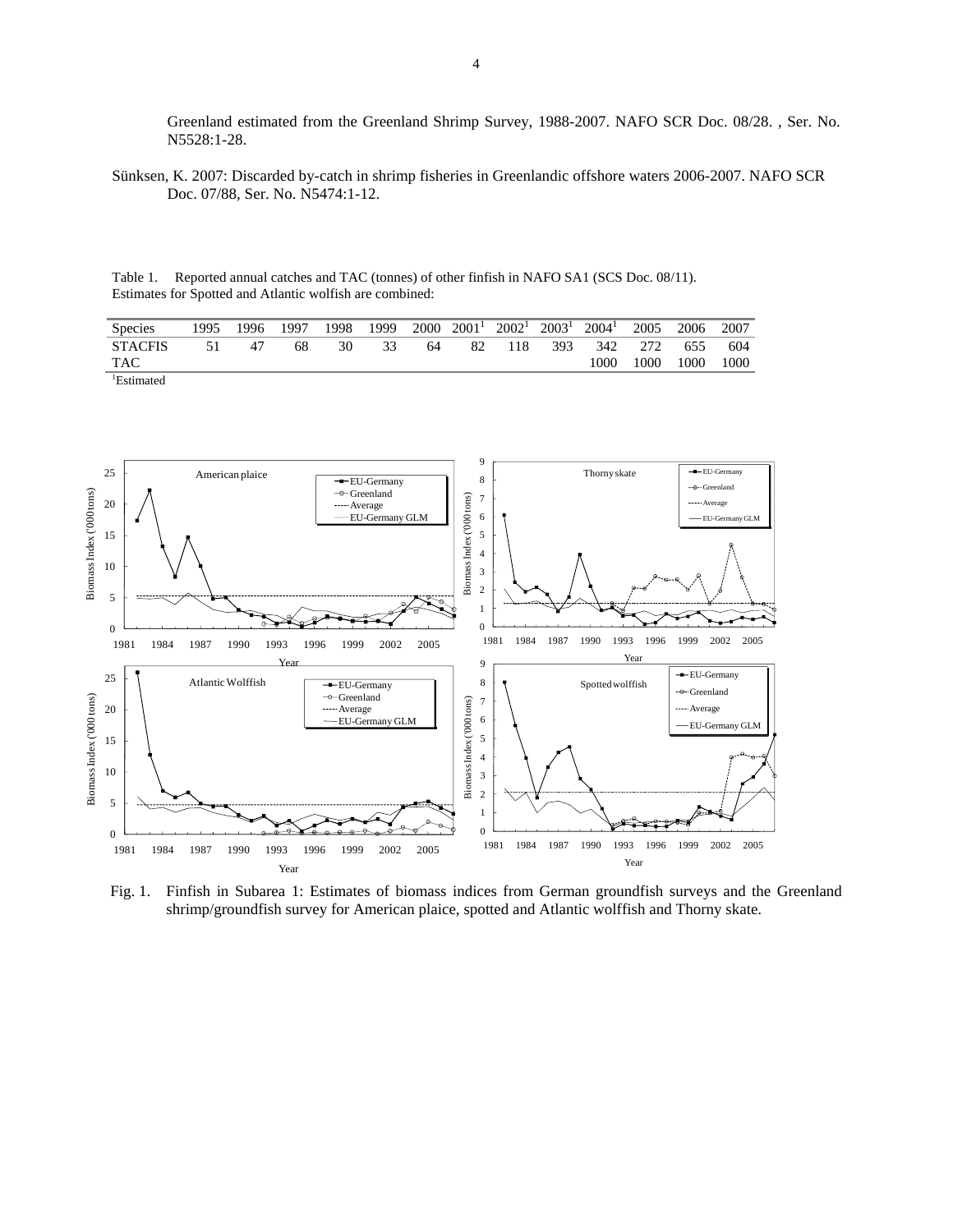Greenland estimated from the Greenland Shrimp Survey, 1988-2007. NAFO SCR Doc. 08/28. , Ser. No. N5528:1-28.

Sünksen, K. 2007: Discarded by-catch in shrimp fisheries in Greenlandic offshore waters 2006-2007. NAFO SCR Doc. 07/88, Ser. No. N5474:1-12.

Table 1. Reported annual catches and TAC (tonnes) of other finfish in NAFO SA1 (SCS Doc. 08/11). Estimates for Spotted and Atlantic wolfish are combined:

| Species | 1995 | 1996 | 1997 | 1998 | 1999 | 2000 | 2001[1] | 2002[1] | 2003[1] | 2004[1] | 2005 | 2006 | 2007 |
|---|---|---|---|---|---|---|---|---|---|---|---|---|---|
| STACFIS | 51 | 47 | 68 | 30 | 33 | 64 | 82 | 118 | 393 | 342 | 272 | 655 | 604 |
| TAC | | | | | | | | | | 1000 | 1000 | 1000 | 1000 |

[1]Estimated

Fig. 1. Finfish in Subarea 1: Estimates of biomass indices from German groundfish surveys and the Greenland shrimp/groundfish survey for American plaice, spotted and Atlantic wolffish and Thorny skate.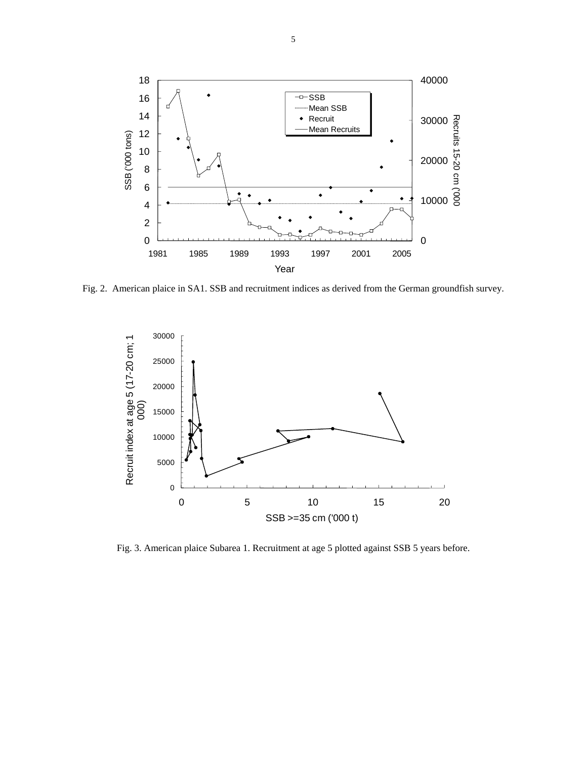Fig. 2. American plaice in SA1. SSB and recruitment indices as derived from the German groundfish survey.

Fig. 3. American plaice Subarea 1. Recruitment at age 5 plotted against SSB 5 years before.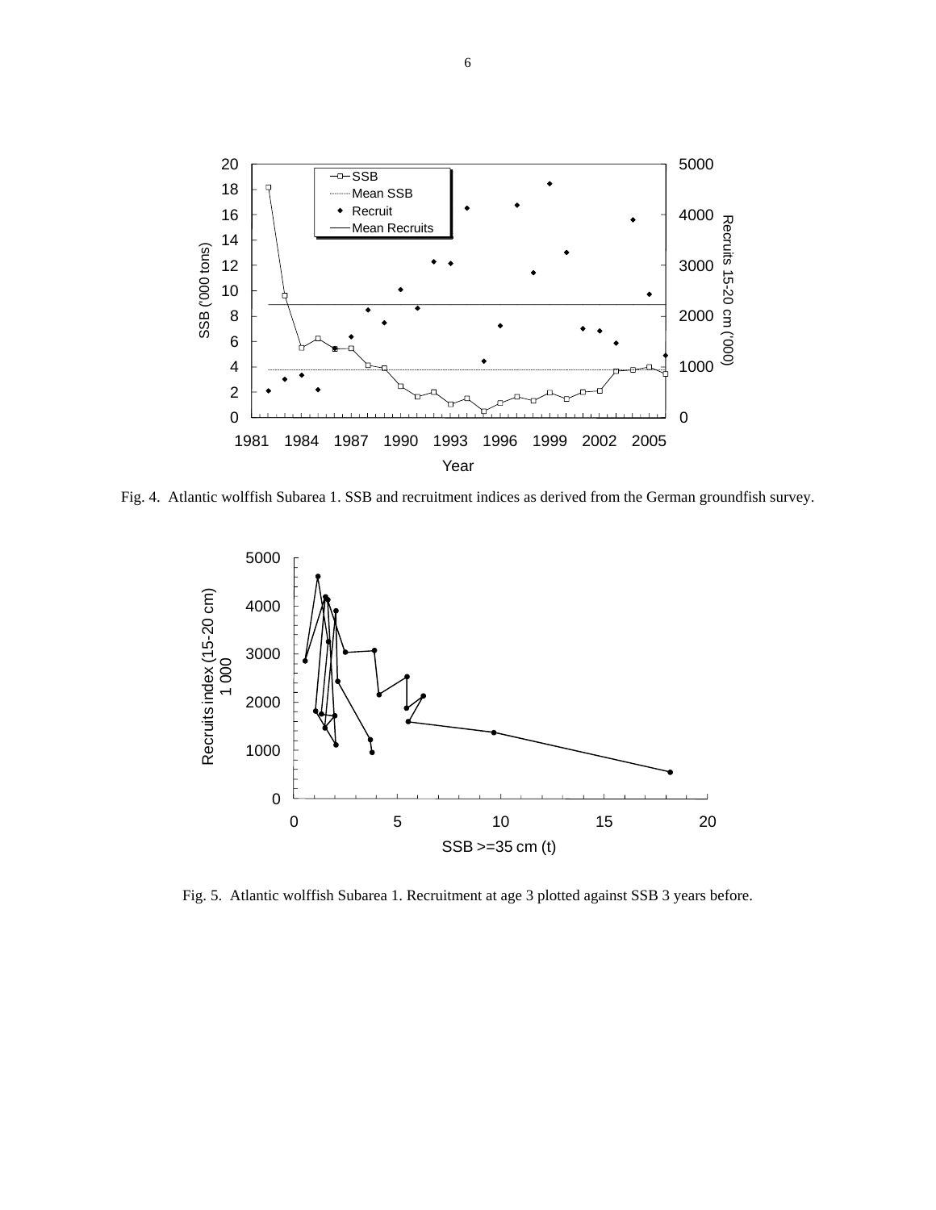20
18
16
14
12
10
8
6
4
2
0

SSB ('000 tons)

SSB
Mean SSB
Recruit
Mean Recruits

5000
4000
3000
2000
1000
0

Recruits 15-20 cm ('000)

1981 1984 1987 1990 1993 1996 1999 2002 2005

Year

Fig. 4. Atlantic wolffish Subarea 1. SSB and recruitment indices as derived from the German groundfish survey.

5000
4000
3000
2000
1000
0

Recruits index (15-20 cm) 1 000

0 5 10 15 20

SSB >=35 cm (t)

Fig. 5. Atlantic wolffish Subarea 1. Recruitment at age 3 plotted against SSB 3 years before.